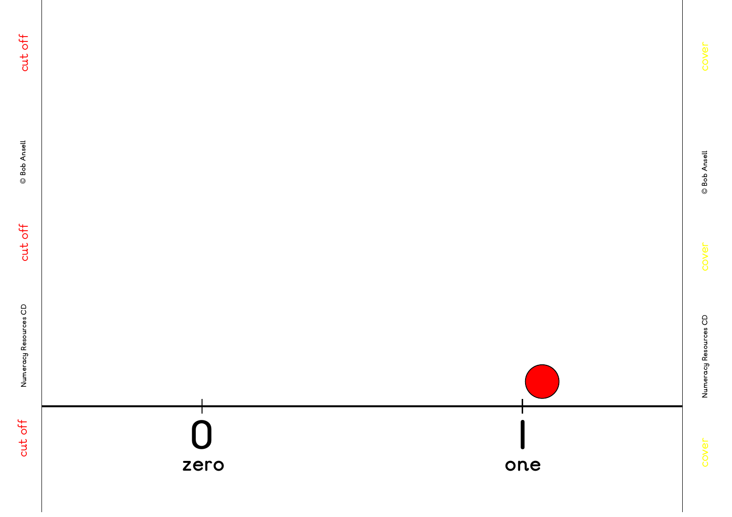cut off

© Bob Ansell

cut off

Numeracy Resources CD

cut off

0
zero

1
one

cover

© Bob Ansell

cover

Numeracy Resources CD

cover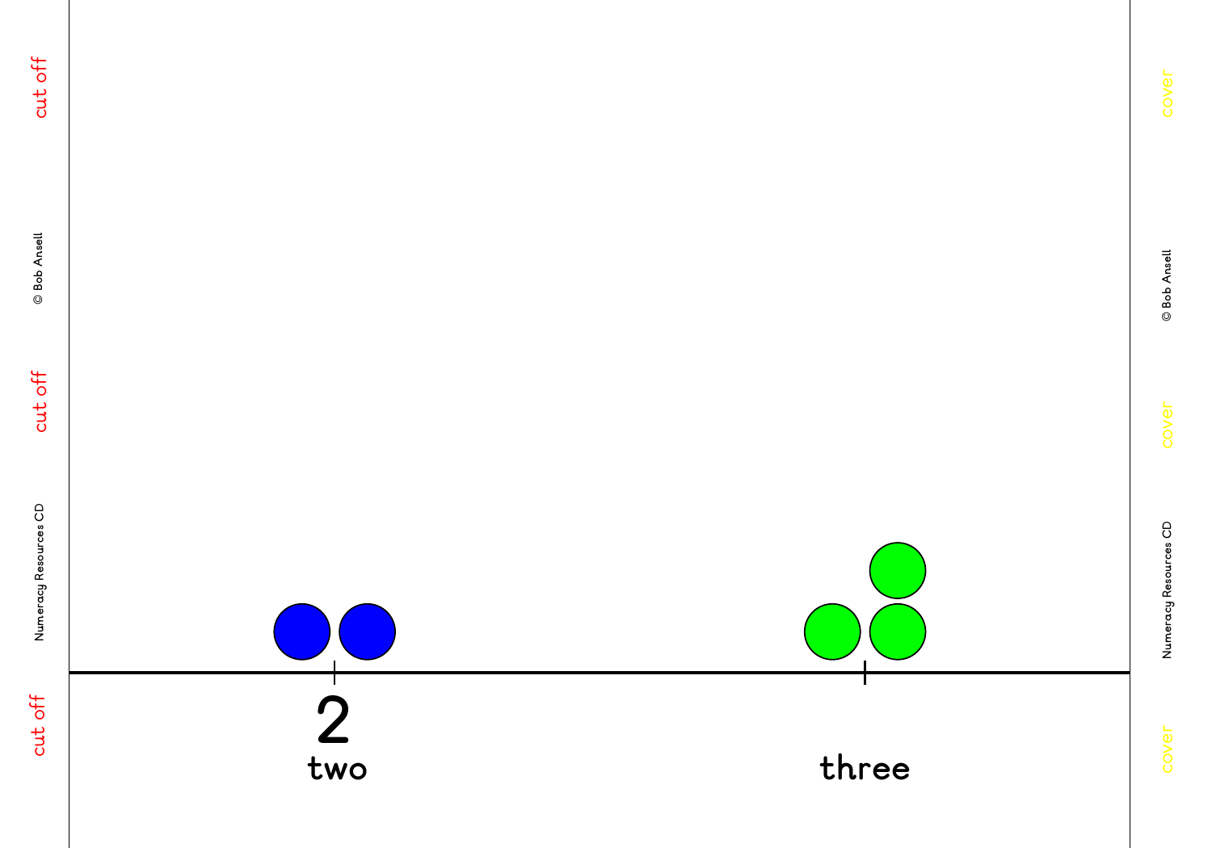2

two

three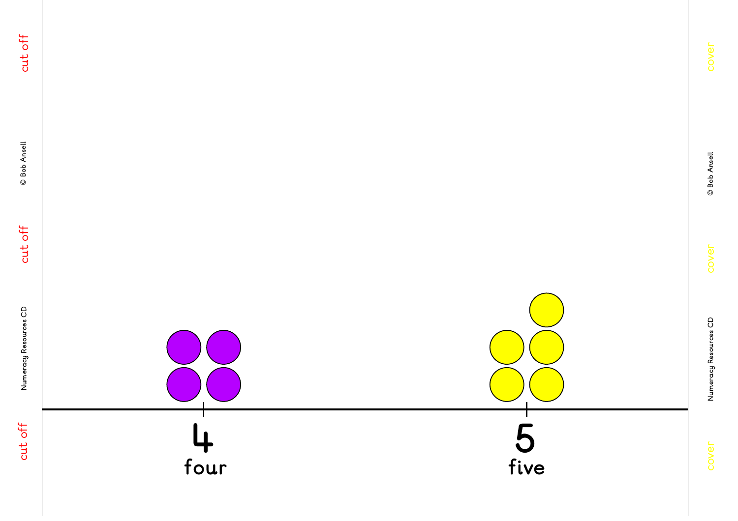4

four

5

five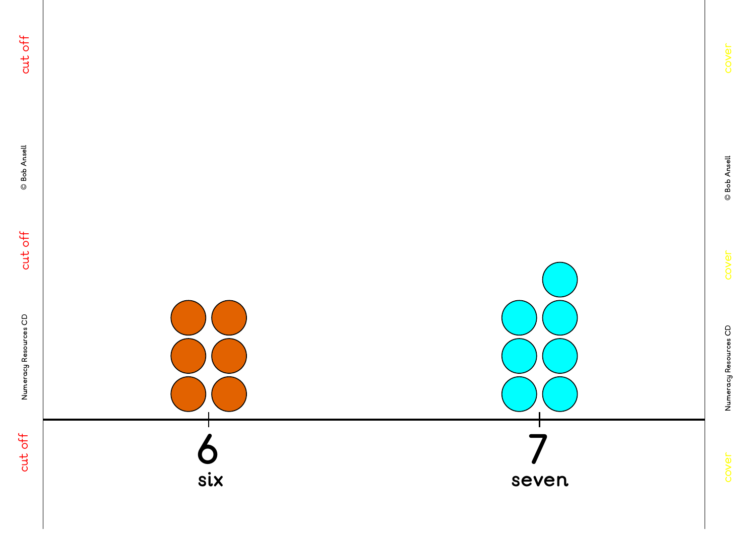6
six

7
seven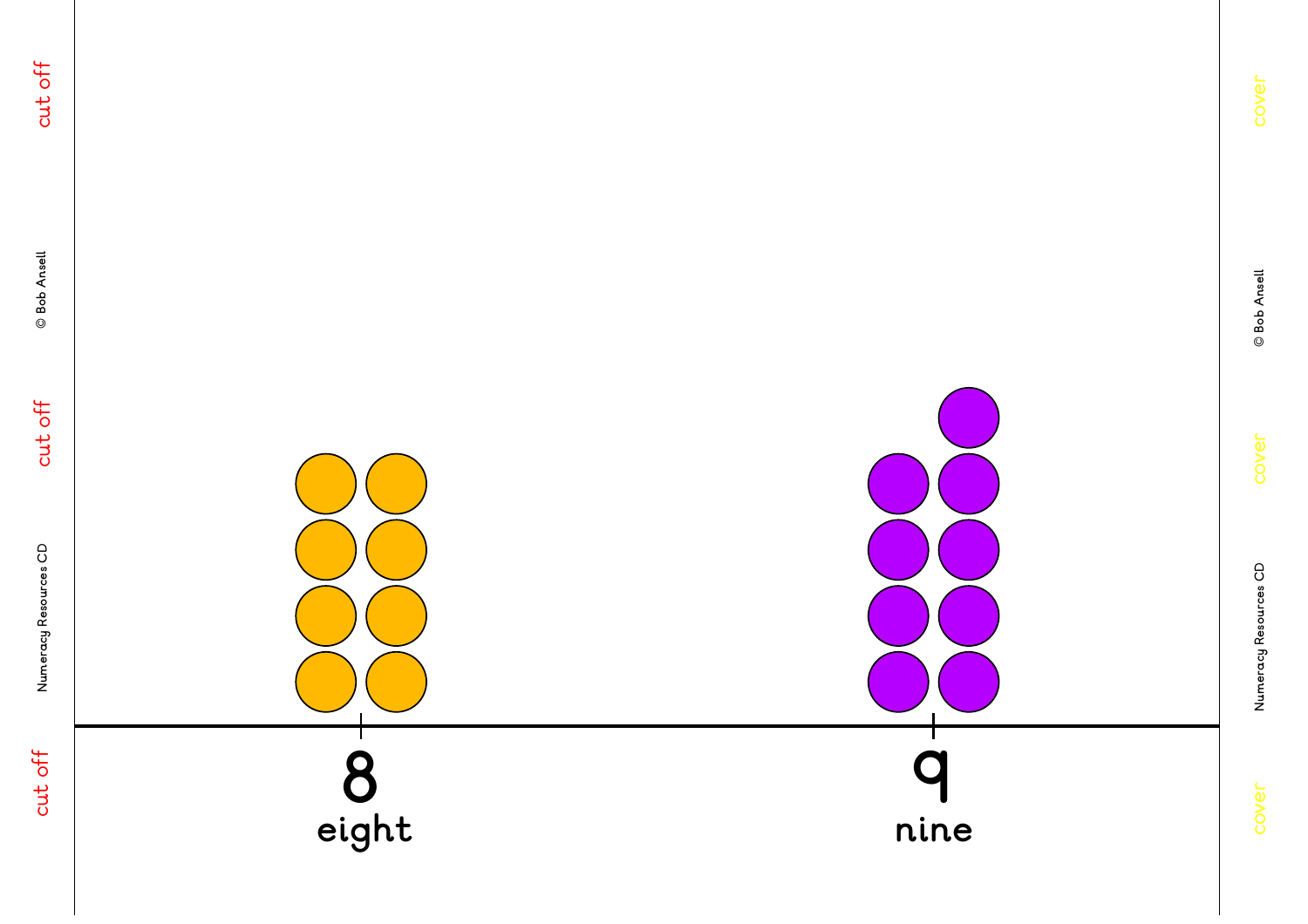8

eight

9

nine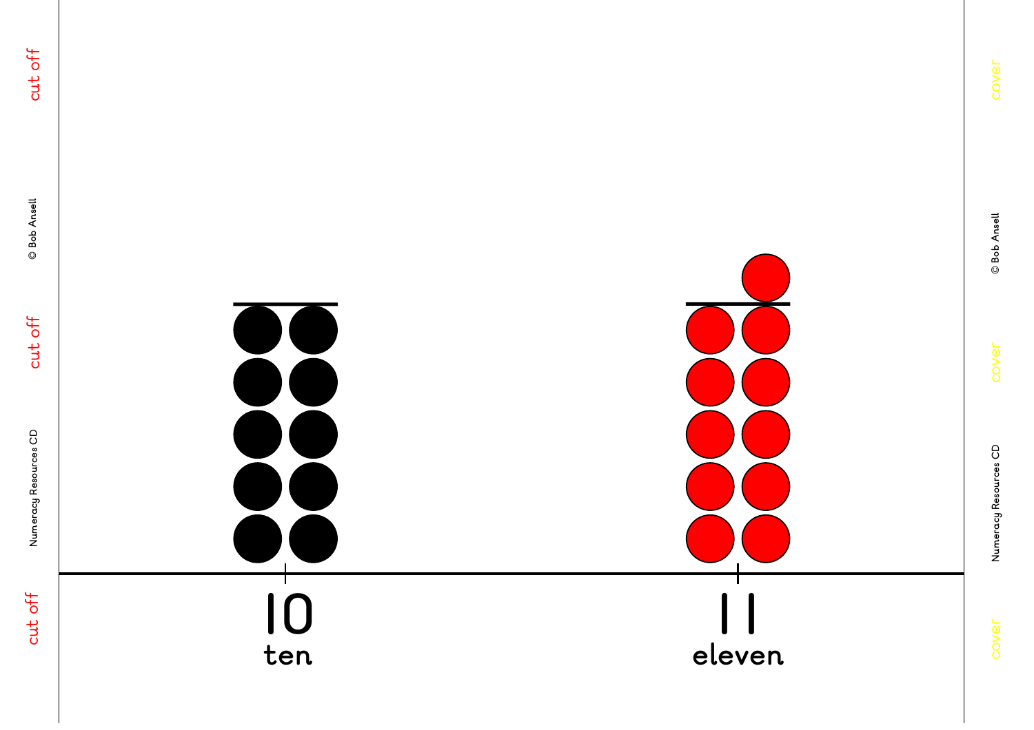10

ten

11

eleven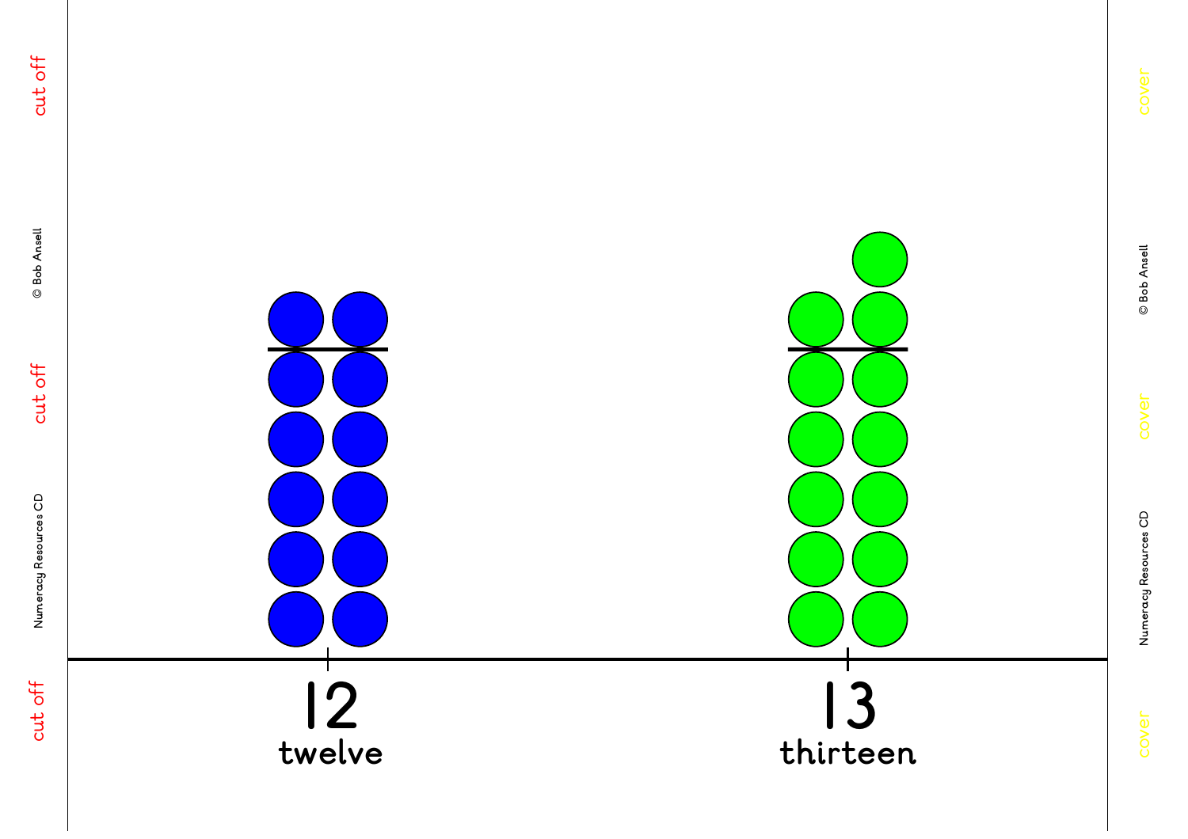12
twelve

13
thirteen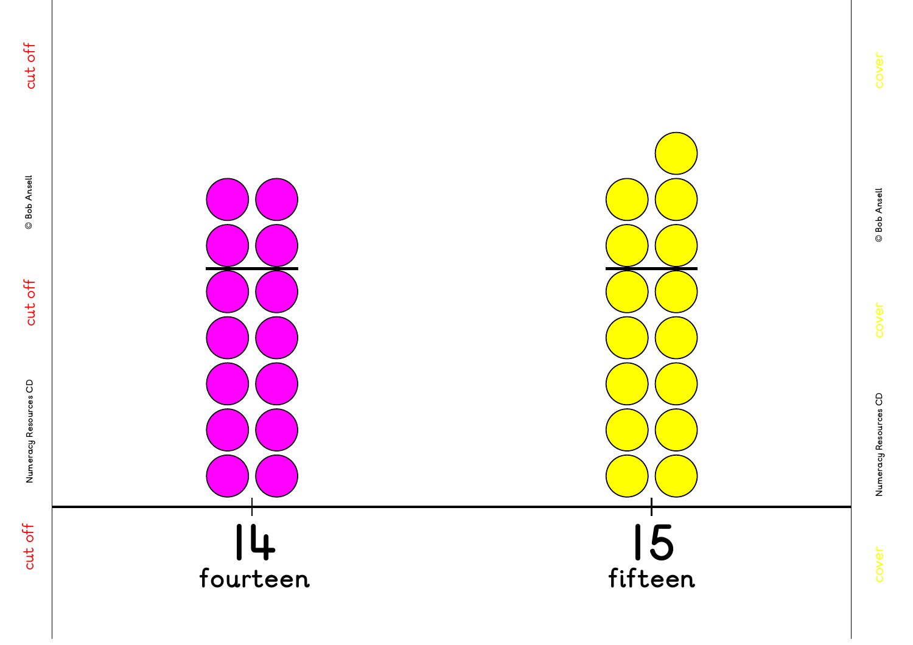14
fourteen

15
fifteen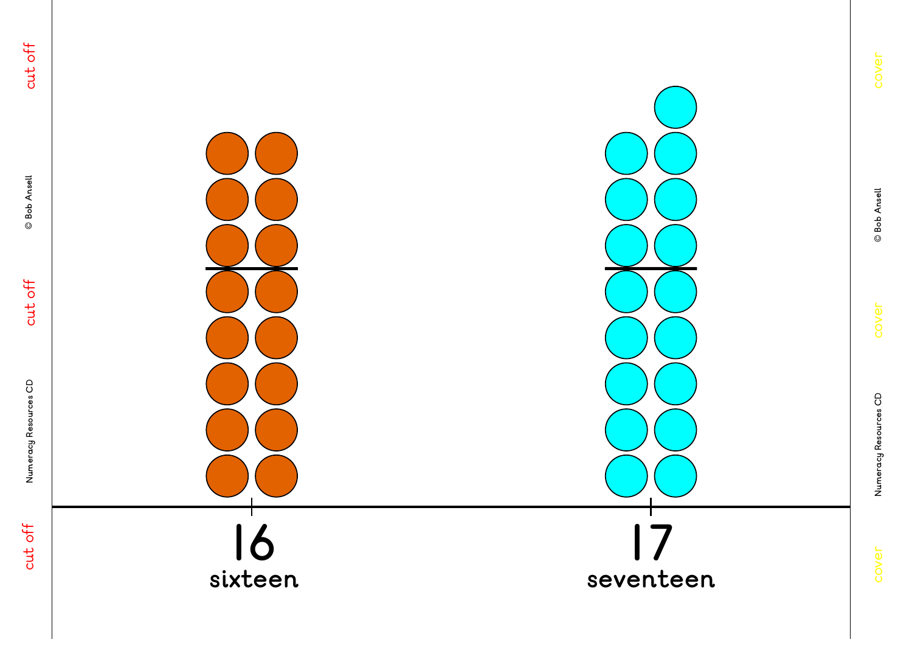16
sixteen

17
seventeen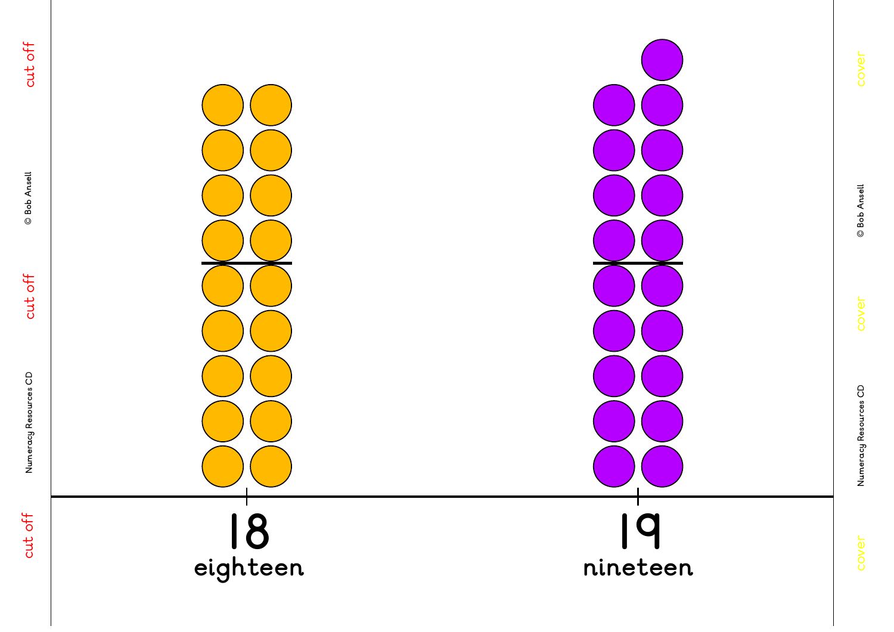18
eighteen

19
nineteen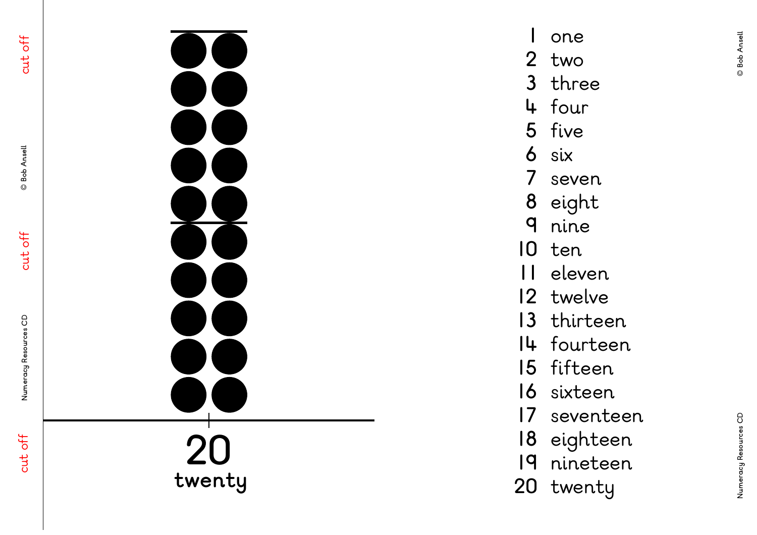20
twenty

1 one
2 two
3 three
4 four
5 five
6 six
7 seven
8 eight
9 nine
10 ten
11 eleven
12 twelve
13 thirteen
14 fourteen
15 fifteen
16 sixteen
17 seventeen
18 eighteen
19 nineteen
20 twenty